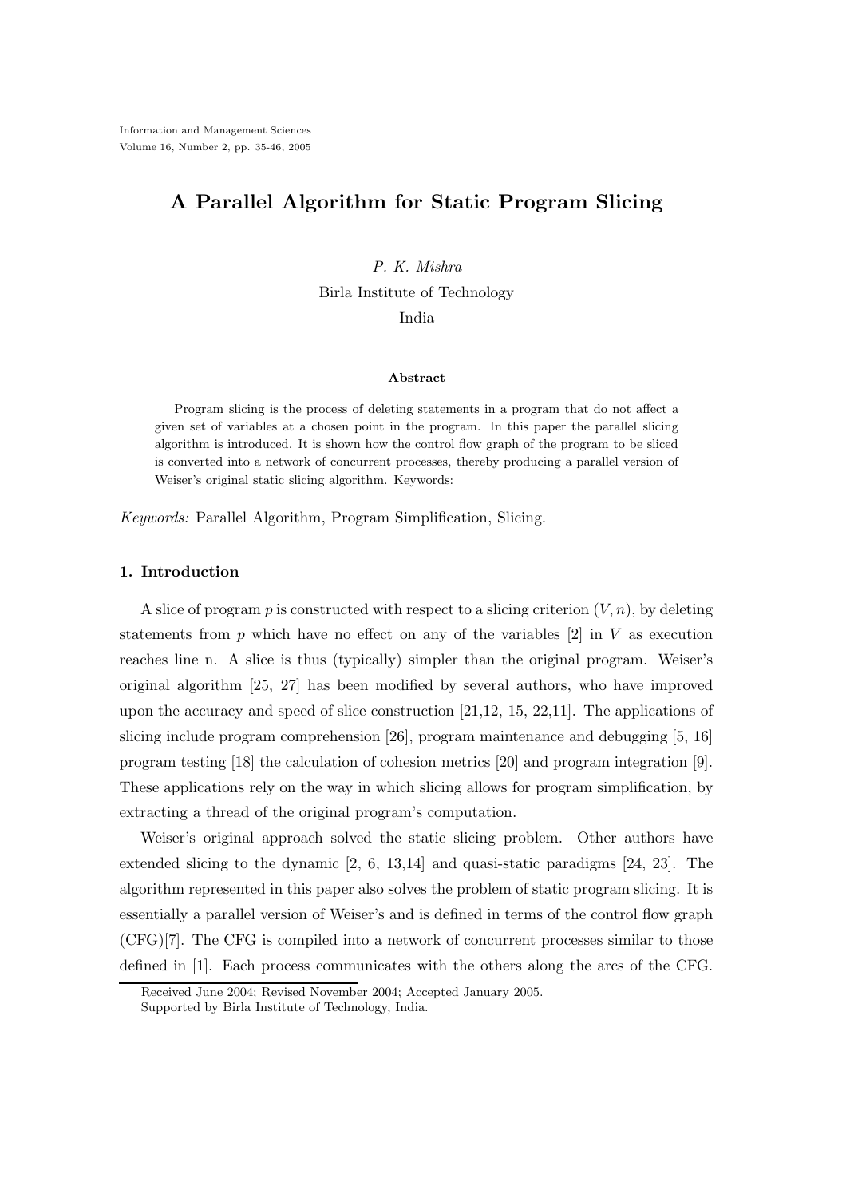# A Parallel Algorithm for Static Program Slicing

*P. K. Mishra*
Birla Institute of Technology
India

#### Abstract

Program slicing is the process of deleting statements in a program that do not affect a given set of variables at a chosen point in the program. In this paper the parallel slicing algorithm is introduced. It is shown how the control flow graph of the program to be sliced is converted into a network of concurrent processes, thereby producing a parallel version of Weiser's original static slicing algorithm. Keywords:

*Keywords:* Parallel Algorithm, Program Simplification, Slicing.

## 1. Introduction

A slice of program $p$ is constructed with respect to a slicing criterion $(V, n)$, by deleting statements from $p$ which have no effect on any of the variables [2] in $V$ as execution reaches line n. A slice is thus (typically) simpler than the original program. Weiser's original algorithm [25, 27] has been modified by several authors, who have improved upon the accuracy and speed of slice construction [21,12, 15, 22,11]. The applications of slicing include program comprehension [26], program maintenance and debugging [5, 16] program testing [18] the calculation of cohesion metrics [20] and program integration [9]. These applications rely on the way in which slicing allows for program simplification, by extracting a thread of the original program's computation.

Weiser's original approach solved the static slicing problem. Other authors have extended slicing to the dynamic [2, 6, 13,14] and quasi-static paradigms [24, 23]. The algorithm represented in this paper also solves the problem of static program slicing. It is essentially a parallel version of Weiser's and is defined in terms of the control flow graph (CFG)[7]. The CFG is compiled into a network of concurrent processes similar to those defined in [1]. Each process communicates with the others along the arcs of the CFG.

Received June 2004; Revised November 2004; Accepted January 2005.
Supported by Birla Institute of Technology, India.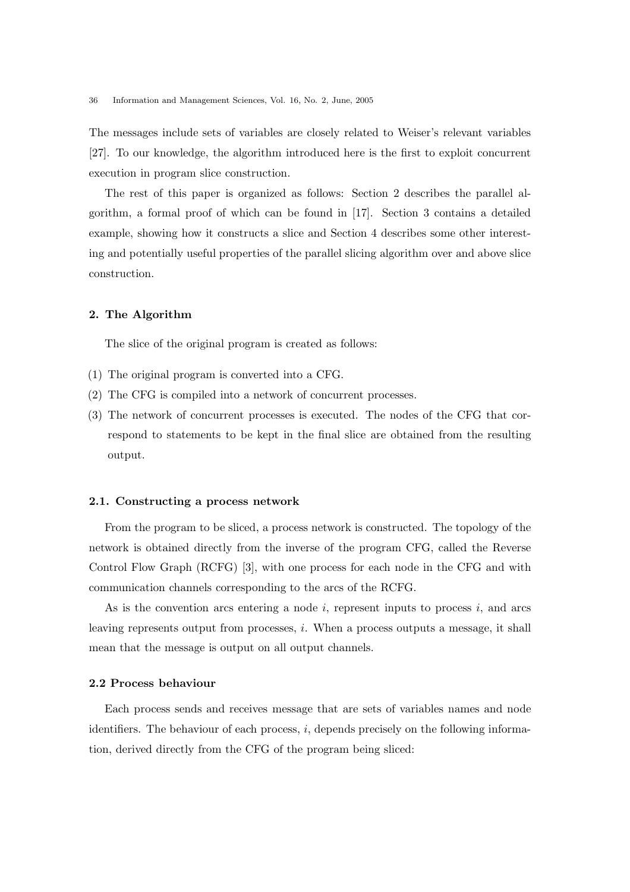The messages include sets of variables are closely related to Weiser's relevant variables [27]. To our knowledge, the algorithm introduced here is the first to exploit concurrent execution in program slice construction.

The rest of this paper is organized as follows: Section 2 describes the parallel algorithm, a formal proof of which can be found in [17]. Section 3 contains a detailed example, showing how it constructs a slice and Section 4 describes some other interesting and potentially useful properties of the parallel slicing algorithm over and above slice construction.

## 2. The Algorithm

The slice of the original program is created as follows:

(1) The original program is converted into a CFG.

(2) The CFG is compiled into a network of concurrent processes.

(3) The network of concurrent processes is executed. The nodes of the CFG that correspond to statements to be kept in the final slice are obtained from the resulting output.

### 2.1. Constructing a process network

From the program to be sliced, a process network is constructed. The topology of the network is obtained directly from the inverse of the program CFG, called the Reverse Control Flow Graph (RCFG) [3], with one process for each node in the CFG and with communication channels corresponding to the arcs of the RCFG.

As is the convention arcs entering a node $i$, represent inputs to process $i$, and arcs leaving represents output from processes, $i$. When a process outputs a message, it shall mean that the message is output on all output channels.

### 2.2 Process behaviour

Each process sends and receives message that are sets of variables names and node identifiers. The behaviour of each process, $i$, depends precisely on the following information, derived directly from the CFG of the program being sliced: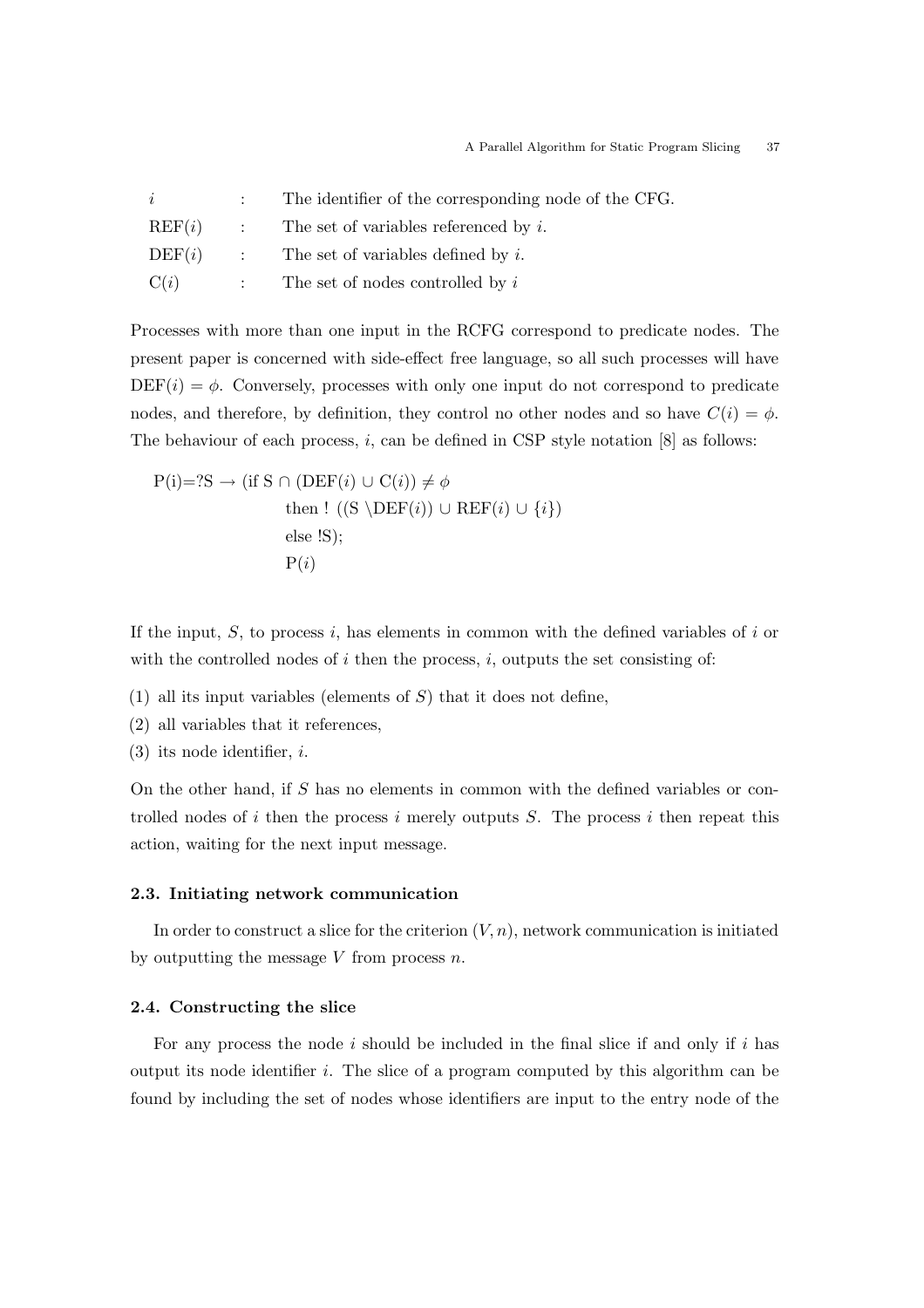| | | |
|---|---|---|
| $i$ | : | The identifier of the corresponding node of the CFG. |
| REF($i$) | : | The set of variables referenced by $i$. |
| DEF($i$) | : | The set of variables defined by $i$. |
| C($i$) | : | The set of nodes controlled by $i$ |

Processes with more than one input in the RCFG correspond to predicate nodes. The present paper is concerned with side-effect free language, so all such processes will have DEF($i$) = $\phi$. Conversely, processes with only one input do not correspond to predicate nodes, and therefore, by definition, they control no other nodes and so have $C(i) = \phi$. The behaviour of each process, $i$, can be defined in CSP style notation [8] as follows:

$$
\begin{aligned}
\mathrm{P(i)}={?\mathrm{S}} \rightarrow\ & (\text{if } \mathrm{S} \cap (\mathrm{DEF}(i) \cup \mathrm{C}(i)) \neq \phi \\
& \quad \text{then } !\ ((\mathrm{S} \setminus \mathrm{DEF}(i)) \cup \mathrm{REF}(i) \cup \{i\}) \\
& \quad \text{else } !\mathrm{S}); \\
& \mathrm{P}(i)
\end{aligned}
$$

If the input, $S$, to process $i$, has elements in common with the defined variables of $i$ or with the controlled nodes of $i$ then the process, $i$, outputs the set consisting of:

(1) all its input variables (elements of $S$) that it does not define,
(2) all variables that it references,
(3) its node identifier, $i$.

On the other hand, if $S$ has no elements in common with the defined variables or controlled nodes of $i$ then the process $i$ merely outputs $S$. The process $i$ then repeat this action, waiting for the next input message.

### 2.3. Initiating network communication

In order to construct a slice for the criterion $(V, n)$, network communication is initiated by outputting the message $V$ from process $n$.

### 2.4. Constructing the slice

For any process the node $i$ should be included in the final slice if and only if $i$ has output its node identifier $i$. The slice of a program computed by this algorithm can be found by including the set of nodes whose identifiers are input to the entry node of the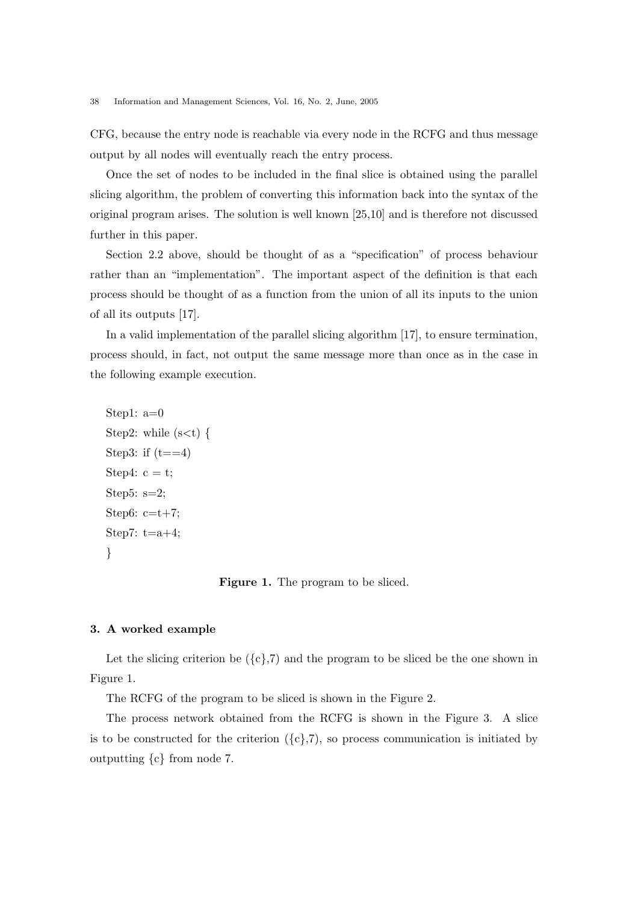CFG, because the entry node is reachable via every node in the RCFG and thus message output by all nodes will eventually reach the entry process.

Once the set of nodes to be included in the final slice is obtained using the parallel slicing algorithm, the problem of converting this information back into the syntax of the original program arises. The solution is well known [25,10] and is therefore not discussed further in this paper.

Section 2.2 above, should be thought of as a "specification" of process behaviour rather than an "implementation". The important aspect of the definition is that each process should be thought of as a function from the union of all its inputs to the union of all its outputs [17].

In a valid implementation of the parallel slicing algorithm [17], to ensure termination, process should, in fact, not output the same message more than once as in the case in the following example execution.

```
Step1: a=0
Step2: while (s<t) {
Step3: if (t==4)
Step4: c = t;
Step5: s=2;
Step6: c=t+7;
Step7: t=a+4;
}
```

**Figure 1.** The program to be sliced.

### 3. A worked example

Let the slicing criterion be ({c},7) and the program to be sliced be the one shown in Figure 1.

The RCFG of the program to be sliced is shown in the Figure 2.

The process network obtained from the RCFG is shown in the Figure 3. A slice is to be constructed for the criterion ({c},7), so process communication is initiated by outputting {c} from node 7.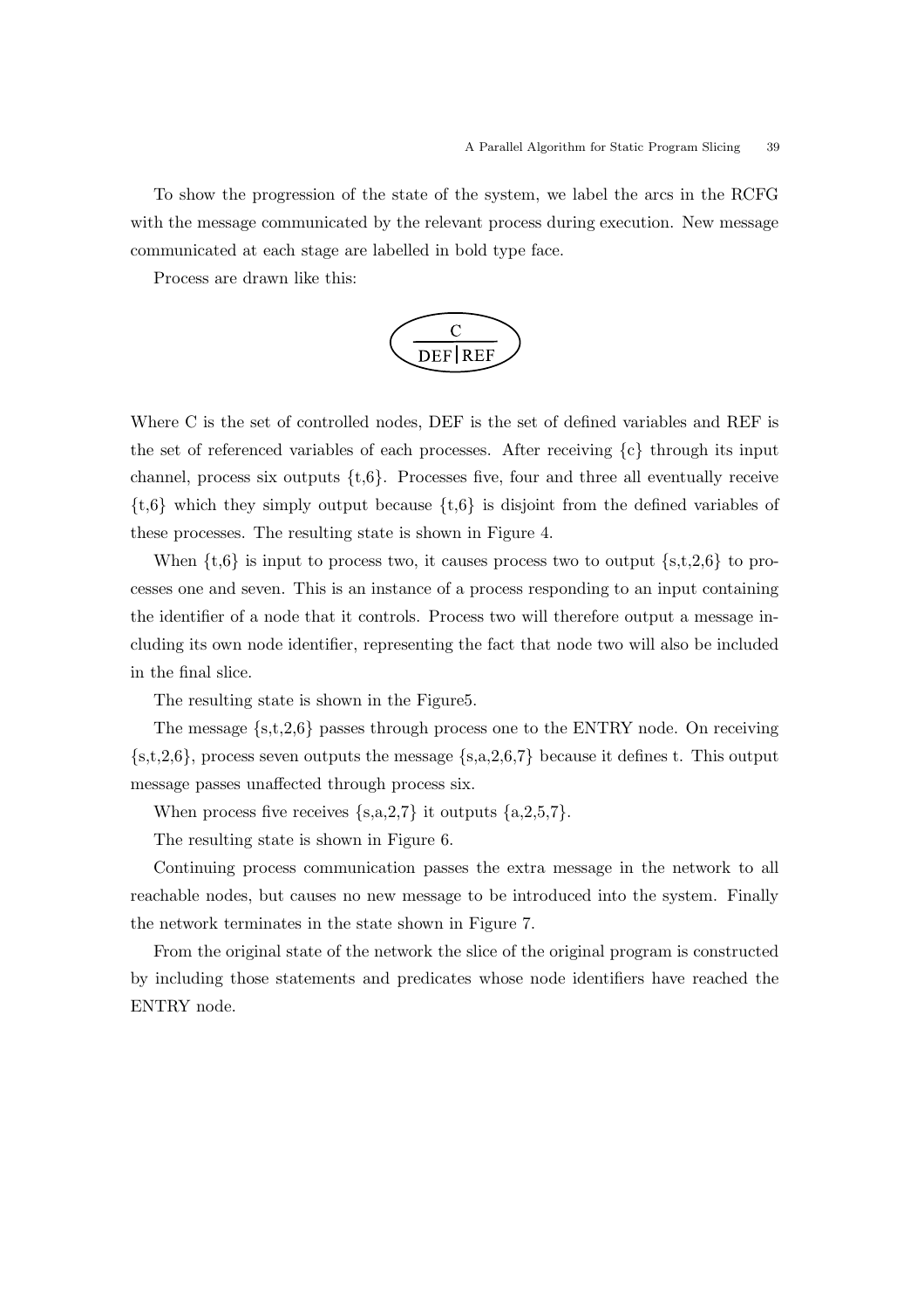To show the progression of the state of the system, we label the arcs in the RCFG with the message communicated by the relevant process during execution. New message communicated at each stage are labelled in bold type face.

Process are drawn like this:

$$\frac{C}{DEF \mid REF}$$

Where C is the set of controlled nodes, DEF is the set of defined variables and REF is the set of referenced variables of each processes. After receiving {c} through its input channel, process six outputs {t,6}. Processes five, four and three all eventually receive {t,6} which they simply output because {t,6} is disjoint from the defined variables of these processes. The resulting state is shown in Figure 4.

When {t,6} is input to process two, it causes process two to output {s,t,2,6} to processes one and seven. This is an instance of a process responding to an input containing the identifier of a node that it controls. Process two will therefore output a message including its own node identifier, representing the fact that node two will also be included in the final slice.

The resulting state is shown in the Figure5.

The message {s,t,2,6} passes through process one to the ENTRY node. On receiving {s,t,2,6}, process seven outputs the message {s,a,2,6,7} because it defines t. This output message passes unaffected through process six.

When process five receives {s,a,2,7} it outputs {a,2,5,7}.

The resulting state is shown in Figure 6.

Continuing process communication passes the extra message in the network to all reachable nodes, but causes no new message to be introduced into the system. Finally the network terminates in the state shown in Figure 7.

From the original state of the network the slice of the original program is constructed by including those statements and predicates whose node identifiers have reached the ENTRY node.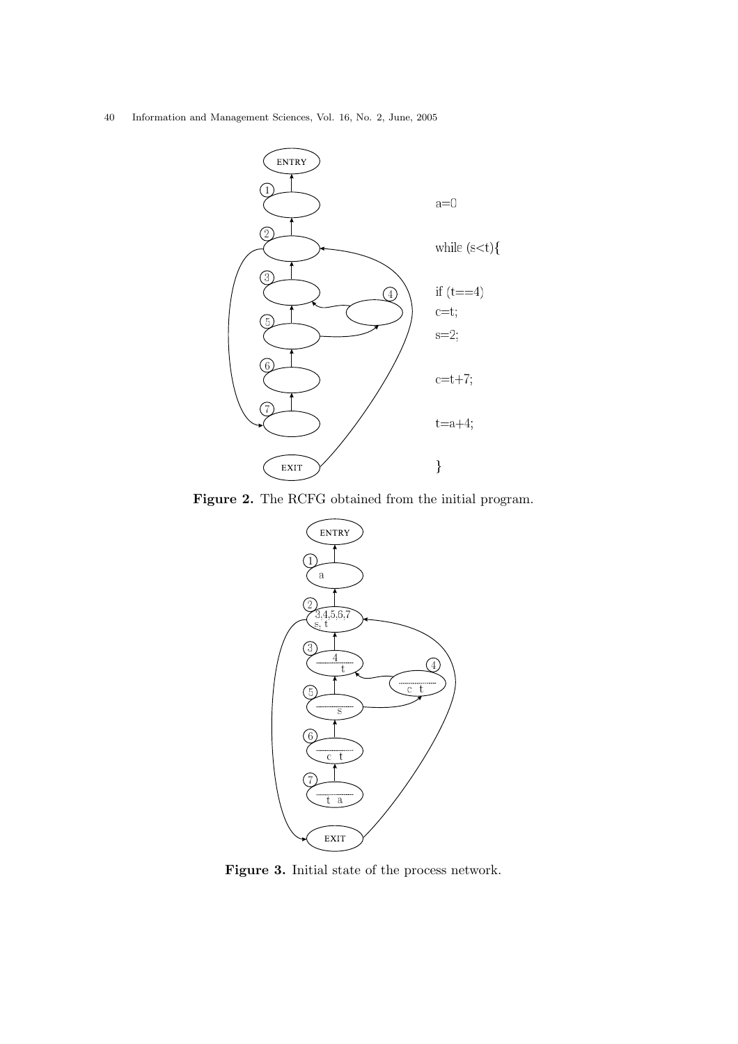```
a=0

while (s<t){

if (t==4)
c=t;
s=2;

c=t+7;

t=a+4;

}
```

**Figure 2.** The RCFG obtained from the initial program.

**Figure 3.** Initial state of the process network.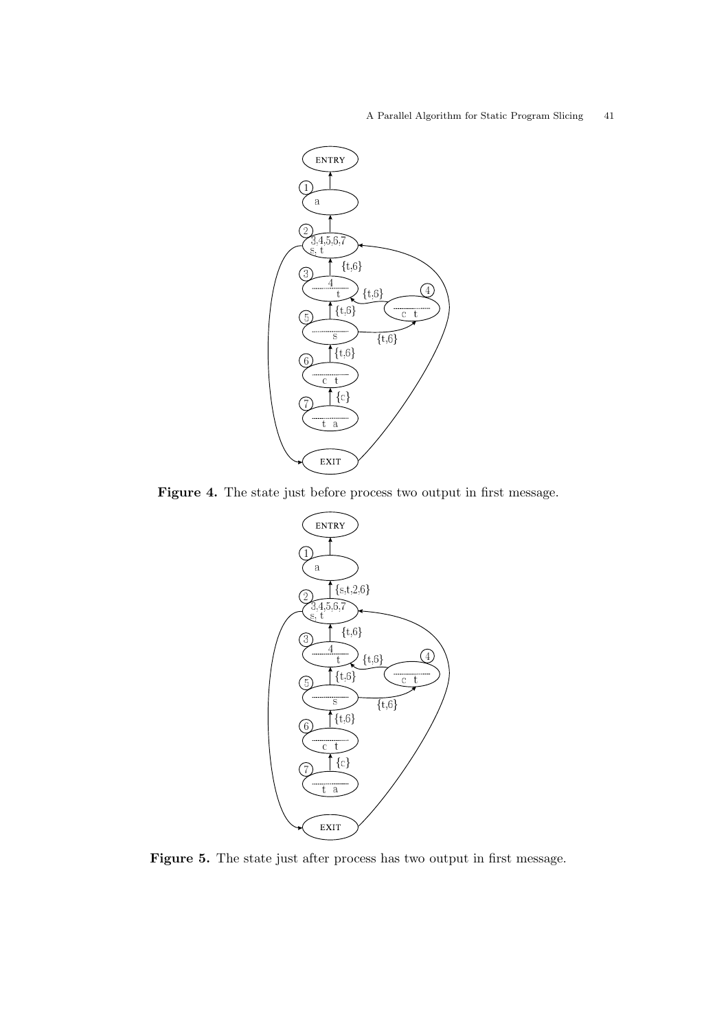**Figure 4.** The state just before process two output in first message.

**Figure 5.** The state just after process has two output in first message.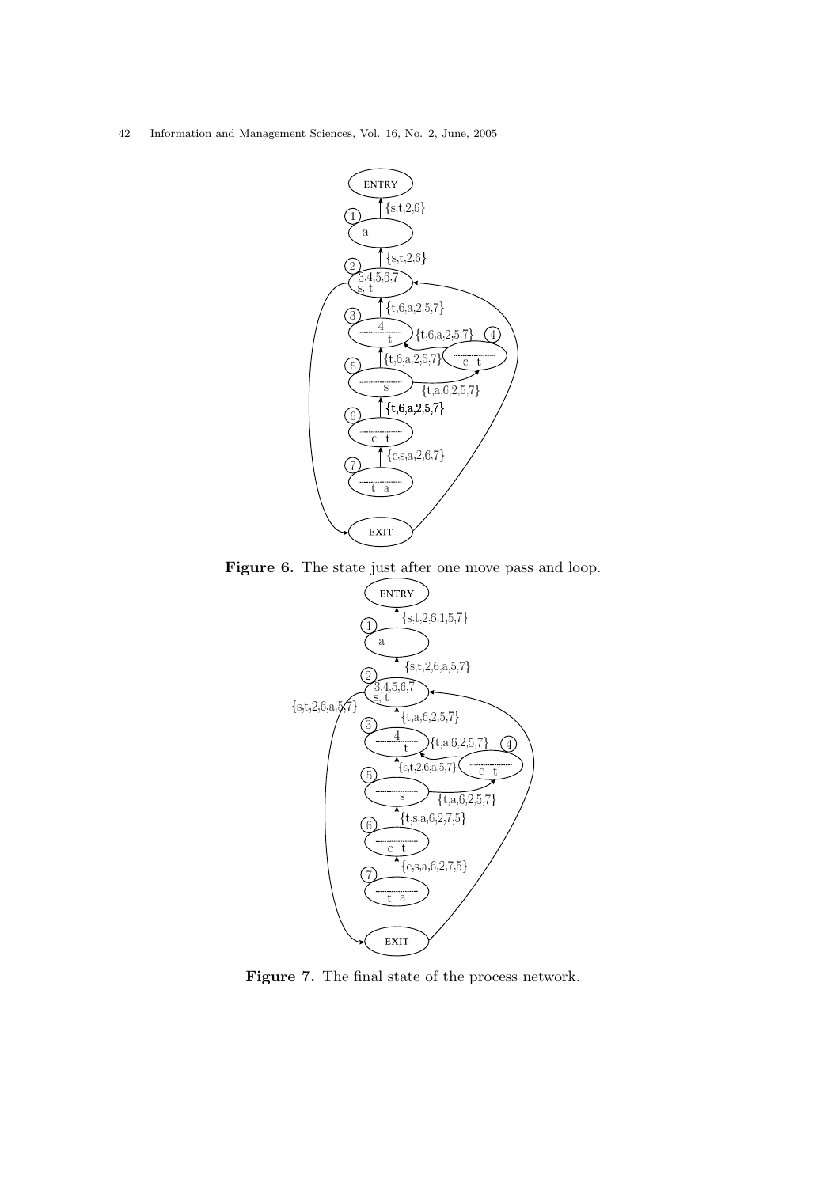**Figure 6.** The state just after one move pass and loop.

**Figure 7.** The final state of the process network.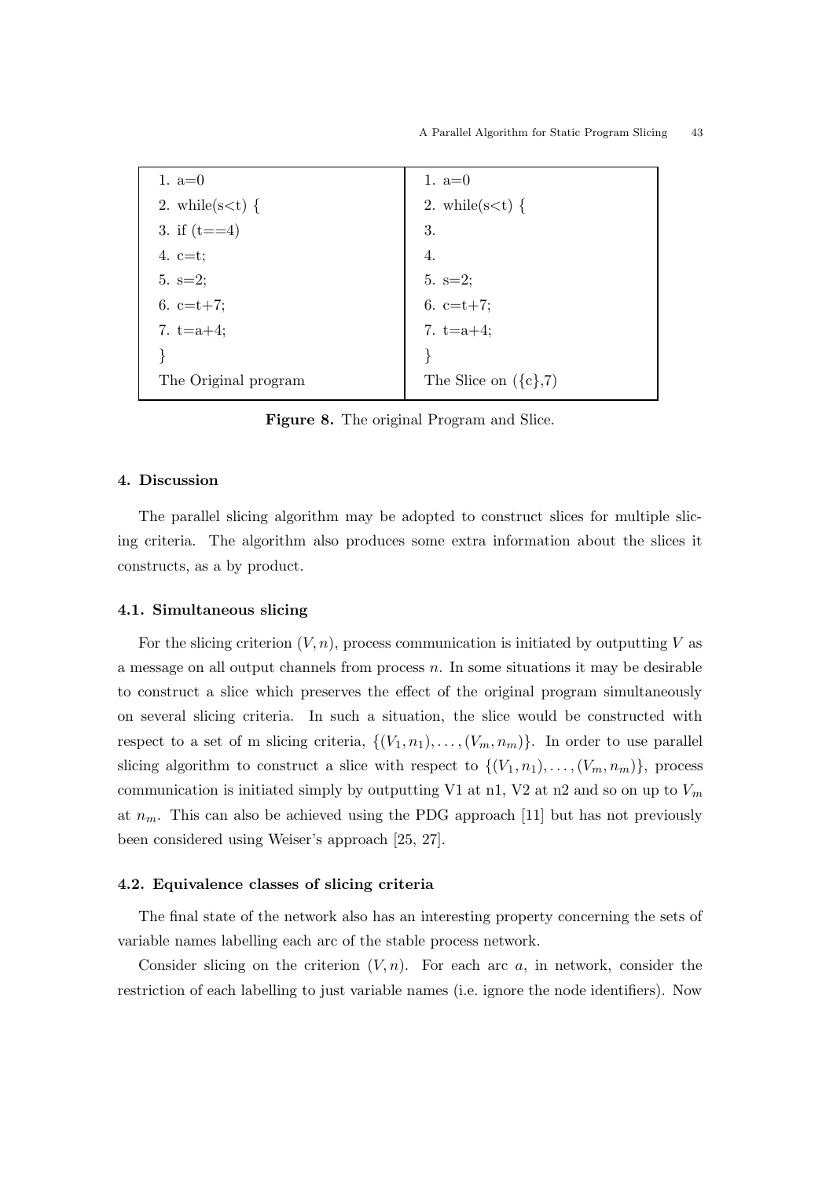| 1. a=0 | 1. a=0 |
| --- | --- |
| 2. while(s<t) { | 2. while(s<t) { |
| 3. if (t==4) | 3. |
| 4. c=t; | 4. |
| 5. s=2; | 5. s=2; |
| 6. c=t+7; | 6. c=t+7; |
| 7. t=a+4; | 7. t=a+4; |
| } | } |
| The Original program | The Slice on ({c},7) |

**Figure 8.** The original Program and Slice.

### 4. Discussion

The parallel slicing algorithm may be adopted to construct slices for multiple slicing criteria. The algorithm also produces some extra information about the slices it constructs, as a by product.

#### 4.1. Simultaneous slicing

For the slicing criterion $(V, n)$, process communication is initiated by outputting $V$ as a message on all output channels from process $n$. In some situations it may be desirable to construct a slice which preserves the effect of the original program simultaneously on several slicing criteria. In such a situation, the slice would be constructed with respect to a set of m slicing criteria, $\{(V_1, n_1), \ldots, (V_m, n_m)\}$. In order to use parallel slicing algorithm to construct a slice with respect to $\{(V_1, n_1), \ldots, (V_m, n_m)\}$, process communication is initiated simply by outputting V1 at n1, V2 at n2 and so on up to $V_m$ at $n_m$. This can also be achieved using the PDG approach [11] but has not previously been considered using Weiser's approach [25, 27].

#### 4.2. Equivalence classes of slicing criteria

The final state of the network also has an interesting property concerning the sets of variable names labelling each arc of the stable process network.

Consider slicing on the criterion $(V, n)$. For each arc $a$, in network, consider the restriction of each labelling to just variable names (i.e. ignore the node identifiers). Now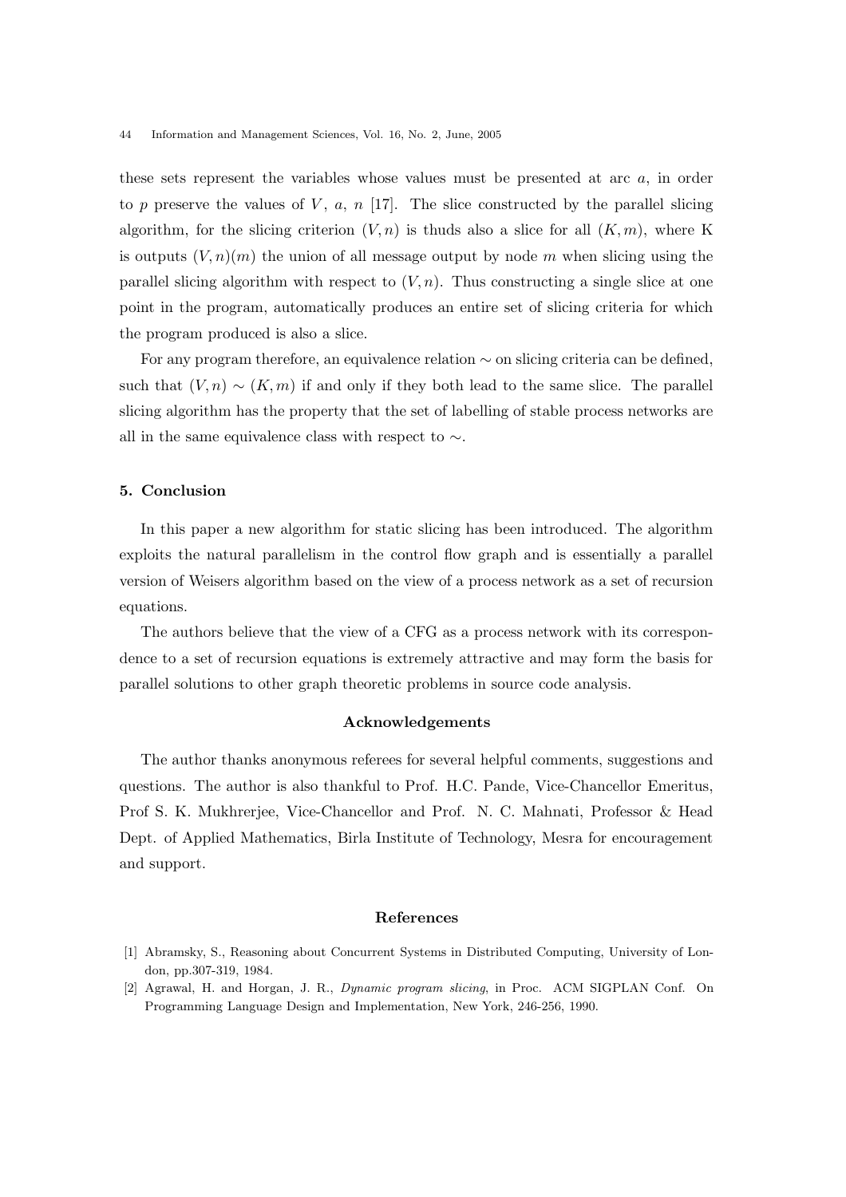these sets represent the variables whose values must be presented at arc $a$, in order to $p$ preserve the values of $V$, $a$, $n$ [17]. The slice constructed by the parallel slicing algorithm, for the slicing criterion $(V, n)$ is thuds also a slice for all $(K, m)$, where K is outputs $(V, n)(m)$ the union of all message output by node $m$ when slicing using the parallel slicing algorithm with respect to $(V, n)$. Thus constructing a single slice at one point in the program, automatically produces an entire set of slicing criteria for which the program produced is also a slice.

For any program therefore, an equivalence relation $\sim$ on slicing criteria can be defined, such that $(V, n) \sim (K, m)$ if and only if they both lead to the same slice. The parallel slicing algorithm has the property that the set of labelling of stable process networks are all in the same equivalence class with respect to $\sim$.

## 5. Conclusion

In this paper a new algorithm for static slicing has been introduced. The algorithm exploits the natural parallelism in the control flow graph and is essentially a parallel version of Weisers algorithm based on the view of a process network as a set of recursion equations.

The authors believe that the view of a CFG as a process network with its correspondence to a set of recursion equations is extremely attractive and may form the basis for parallel solutions to other graph theoretic problems in source code analysis.

## Acknowledgements

The author thanks anonymous referees for several helpful comments, suggestions and questions. The author is also thankful to Prof. H.C. Pande, Vice-Chancellor Emeritus, Prof S. K. Mukhrerjee, Vice-Chancellor and Prof. N. C. Mahnati, Professor & Head Dept. of Applied Mathematics, Birla Institute of Technology, Mesra for encouragement and support.

## References

[1] Abramsky, S., Reasoning about Concurrent Systems in Distributed Computing, University of London, pp.307-319, 1984.

[2] Agrawal, H. and Horgan, J. R., *Dynamic program slicing*, in Proc. ACM SIGPLAN Conf. On Programming Language Design and Implementation, New York, 246-256, 1990.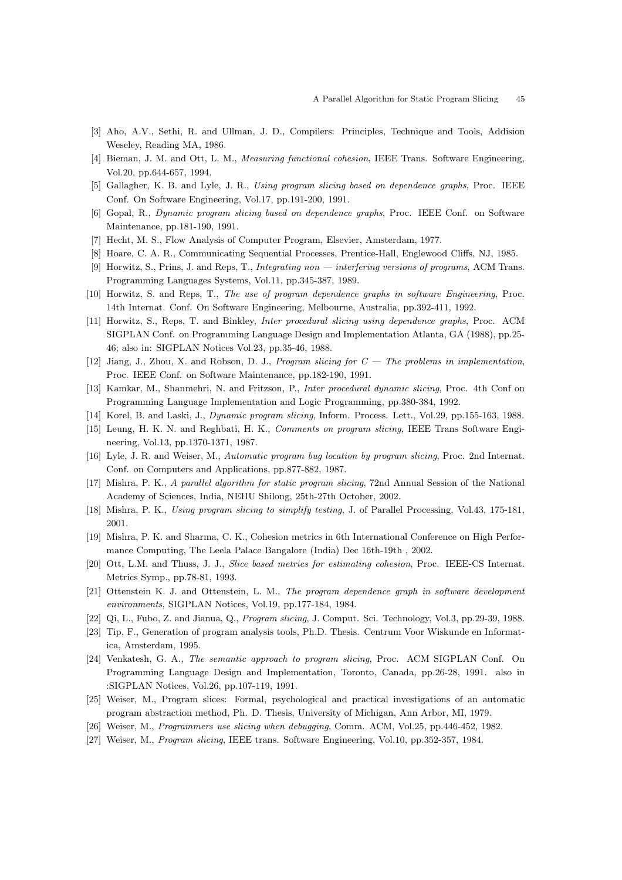[3] Aho, A.V., Sethi, R. and Ullman, J. D., Compilers: Principles, Technique and Tools, Addision Weseley, Reading MA, 1986.

[4] Bieman, J. M. and Ott, L. M., *Measuring functional cohesion*, IEEE Trans. Software Engineering, Vol.20, pp.644-657, 1994.

[5] Gallagher, K. B. and Lyle, J. R., *Using program slicing based on dependence graphs*, Proc. IEEE Conf. On Software Engineering, Vol.17, pp.191-200, 1991.

[6] Gopal, R., *Dynamic program slicing based on dependence graphs*, Proc. IEEE Conf. on Software Maintenance, pp.181-190, 1991.

[7] Hecht, M. S., Flow Analysis of Computer Program, Elsevier, Amsterdam, 1977.

[8] Hoare, C. A. R., Communicating Sequential Processes, Prentice-Hall, Englewood Cliffs, NJ, 1985.

[9] Horwitz, S., Prins, J. and Reps, T., *Integrating non — interfering versions of programs*, ACM Trans. Programming Languages Systems, Vol.11, pp.345-387, 1989.

[10] Horwitz, S. and Reps, T., *The use of program dependence graphs in software Engineering*, Proc. 14th Internat. Conf. On Software Engineering, Melbourne, Australia, pp.392-411, 1992.

[11] Horwitz, S., Reps, T. and Binkley, *Inter procedural slicing using dependence graphs*, Proc. ACM SIGPLAN Conf. on Programming Language Design and Implementation Atlanta, GA (1988), pp.25-46; also in: SIGPLAN Notices Vol.23, pp.35-46, 1988.

[12] Jiang, J., Zhou, X. and Robson, D. J., *Program slicing for C — The problems in implementation*, Proc. IEEE Conf. on Software Maintenance, pp.182-190, 1991.

[13] Kamkar, M., Shanmehri, N. and Fritzson, P., *Inter procedural dynamic slicing*, Proc. 4th Conf on Programming Language Implementation and Logic Programming, pp.380-384, 1992.

[14] Korel, B. and Laski, J., *Dynamic program slicing*, Inform. Process. Lett., Vol.29, pp.155-163, 1988.

[15] Leung, H. K. N. and Reghbati, H. K., *Comments on program slicing*, IEEE Trans Software Engineering, Vol.13, pp.1370-1371, 1987.

[16] Lyle, J. R. and Weiser, M., *Automatic program bug location by program slicing*, Proc. 2nd Internat. Conf. on Computers and Applications, pp.877-882, 1987.

[17] Mishra, P. K., *A parallel algorithm for static program slicing*, 72nd Annual Session of the National Academy of Sciences, India, NEHU Shilong, 25th-27th October, 2002.

[18] Mishra, P. K., *Using program slicing to simplify testing*, J. of Parallel Processing, Vol.43, 175-181, 2001.

[19] Mishra, P. K. and Sharma, C. K., Cohesion metrics in 6th International Conference on High Performance Computing, The Leela Palace Bangalore (India) Dec 16th-19th , 2002.

[20] Ott, L.M. and Thuss, J. J., *Slice based metrics for estimating cohesion*, Proc. IEEE-CS Internat. Metrics Symp., pp.78-81, 1993.

[21] Ottenstein K. J. and Ottenstein, L. M., *The program dependence graph in software development environments*, SIGPLAN Notices, Vol.19, pp.177-184, 1984.

[22] Qi, L., Fubo, Z. and Jianua, Q., *Program slicing*, J. Comput. Sci. Technology, Vol.3, pp.29-39, 1988.

[23] Tip, F., Generation of program analysis tools, Ph.D. Thesis. Centrum Voor Wiskunde en Informatica, Amsterdam, 1995.

[24] Venkatesh, G. A., *The semantic approach to program slicing*, Proc. ACM SIGPLAN Conf. On Programming Language Design and Implementation, Toronto, Canada, pp.26-28, 1991. also in :SIGPLAN Notices, Vol.26, pp.107-119, 1991.

[25] Weiser, M., Program slices: Formal, psychological and practical investigations of an automatic program abstraction method, Ph. D. Thesis, University of Michigan, Ann Arbor, MI, 1979.

[26] Weiser, M., *Programmers use slicing when debugging*, Comm. ACM, Vol.25, pp.446-452, 1982.

[27] Weiser, M., *Program slicing*, IEEE trans. Software Engineering, Vol.10, pp.352-357, 1984.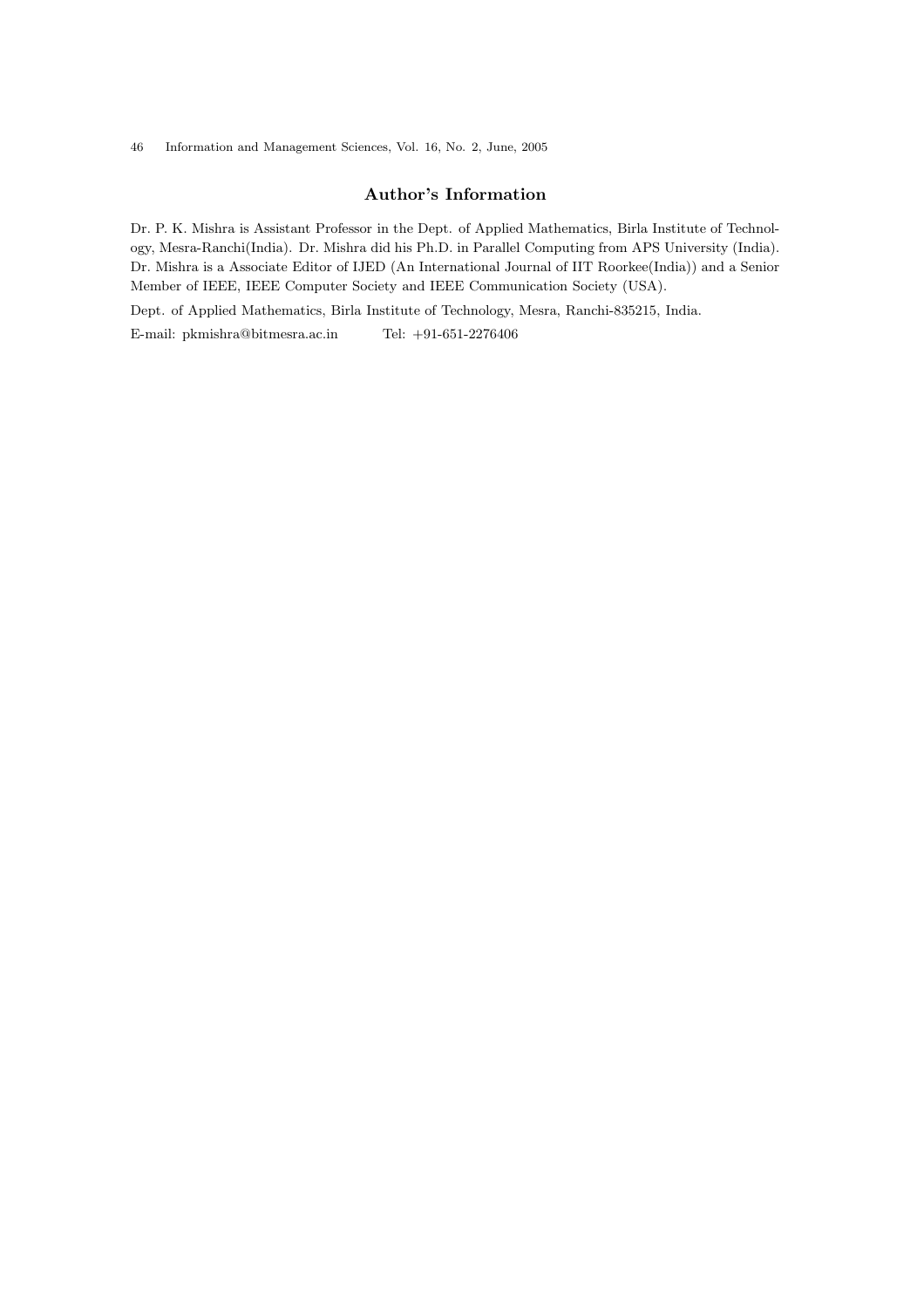## Author's Information

Dr. P. K. Mishra is Assistant Professor in the Dept. of Applied Mathematics, Birla Institute of Technology, Mesra-Ranchi(India). Dr. Mishra did his Ph.D. in Parallel Computing from APS University (India). Dr. Mishra is a Associate Editor of IJED (An International Journal of IIT Roorkee(India)) and a Senior Member of IEEE, IEEE Computer Society and IEEE Communication Society (USA).

Dept. of Applied Mathematics, Birla Institute of Technology, Mesra, Ranchi-835215, India.

E-mail: pkmishra@bitmesra.ac.in Tel: +91-651-2276406